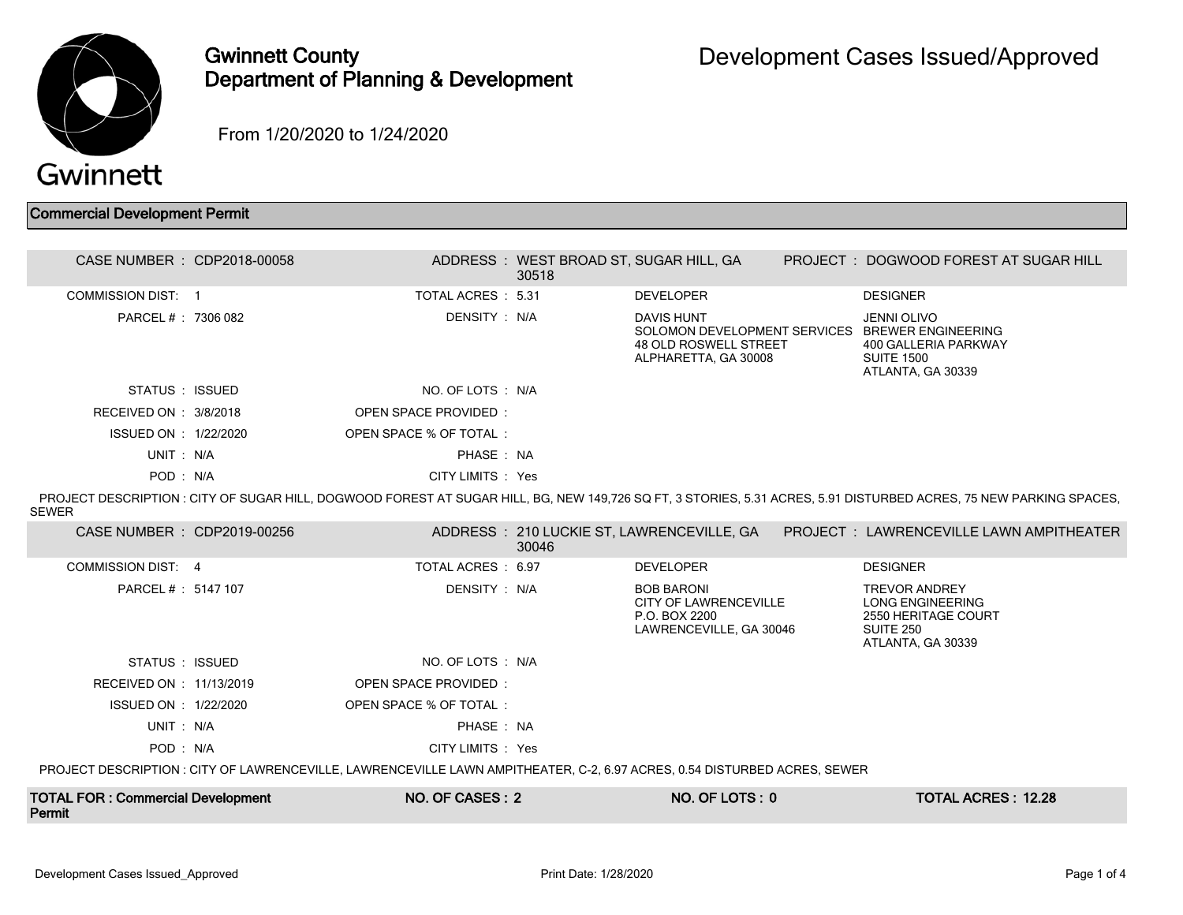# Gwinnett County Department of Planning & Development

# Development Cases Issued/Approved

From 1/20/2020 to 1/24/2020

## Commercial Development Permit

| | | | | | |
|---|---|---|---|---|---|
| CASE NUMBER : | CDP2018-00058 | ADDRESS : | WEST BROAD ST, SUGAR HILL, GA 30518 | PROJECT : | DOGWOOD FOREST AT SUGAR HILL |
| COMMISSION DIST: | 1 | TOTAL ACRES : | 5.31 | DEVELOPER | DESIGNER |
| PARCEL # : | 7306 082 | DENSITY : | N/A | DAVIS HUNT<br>SOLOMON DEVELOPMENT SERVICES<br>48 OLD ROSWELL STREET<br>ALPHARETTA, GA 30008 | JENNI OLIVO<br>BREWER ENGINEERING<br>400 GALLERIA PARKWAY<br>SUITE 1500<br>ATLANTA, GA 30339 |
| STATUS : | ISSUED | NO. OF LOTS : | N/A | | |
| RECEIVED ON : | 3/8/2018 | OPEN SPACE PROVIDED : | | | |
| ISSUED ON : | 1/22/2020 | OPEN SPACE % OF TOTAL : | | | |
| UNIT : | N/A | PHASE : | NA | | |
| POD : | N/A | CITY LIMITS : | Yes | | |

PROJECT DESCRIPTION : CITY OF SUGAR HILL, DOGWOOD FOREST AT SUGAR HILL, BG, NEW 149,726 SQ FT, 3 STORIES, 5.31 ACRES, 5.91 DISTURBED ACRES, 75 NEW PARKING SPACES, SEWER

| | | | | | |
|---|---|---|---|---|---|
| CASE NUMBER : | CDP2019-00256 | ADDRESS : | 210 LUCKIE ST, LAWRENCEVILLE, GA 30046 | PROJECT : | LAWRENCEVILLE LAWN AMPITHEATER |
| COMMISSION DIST: | 4 | TOTAL ACRES : | 6.97 | DEVELOPER | DESIGNER |
| PARCEL # : | 5147 107 | DENSITY : | N/A | BOB BARONI<br>CITY OF LAWRENCEVILLE<br>P.O. BOX 2200<br>LAWRENCEVILLE, GA 30046 | TREVOR ANDREY<br>LONG ENGINEERING<br>2550 HERITAGE COURT<br>SUITE 250<br>ATLANTA, GA 30339 |
| STATUS : | ISSUED | NO. OF LOTS : | N/A | | |
| RECEIVED ON : | 11/13/2019 | OPEN SPACE PROVIDED : | | | |
| ISSUED ON : | 1/22/2020 | OPEN SPACE % OF TOTAL : | | | |
| UNIT : | N/A | PHASE : | NA | | |
| POD : | N/A | CITY LIMITS : | Yes | | |

PROJECT DESCRIPTION : CITY OF LAWRENCEVILLE, LAWRENCEVILLE LAWN AMPITHEATER, C-2, 6.97 ACRES, 0.54 DISTURBED ACRES, SEWER

| TOTAL FOR : Commercial Development Permit | NO. OF CASES : 2 | NO. OF LOTS : 0 | TOTAL ACRES : 12.28 |
|---|---|---|---|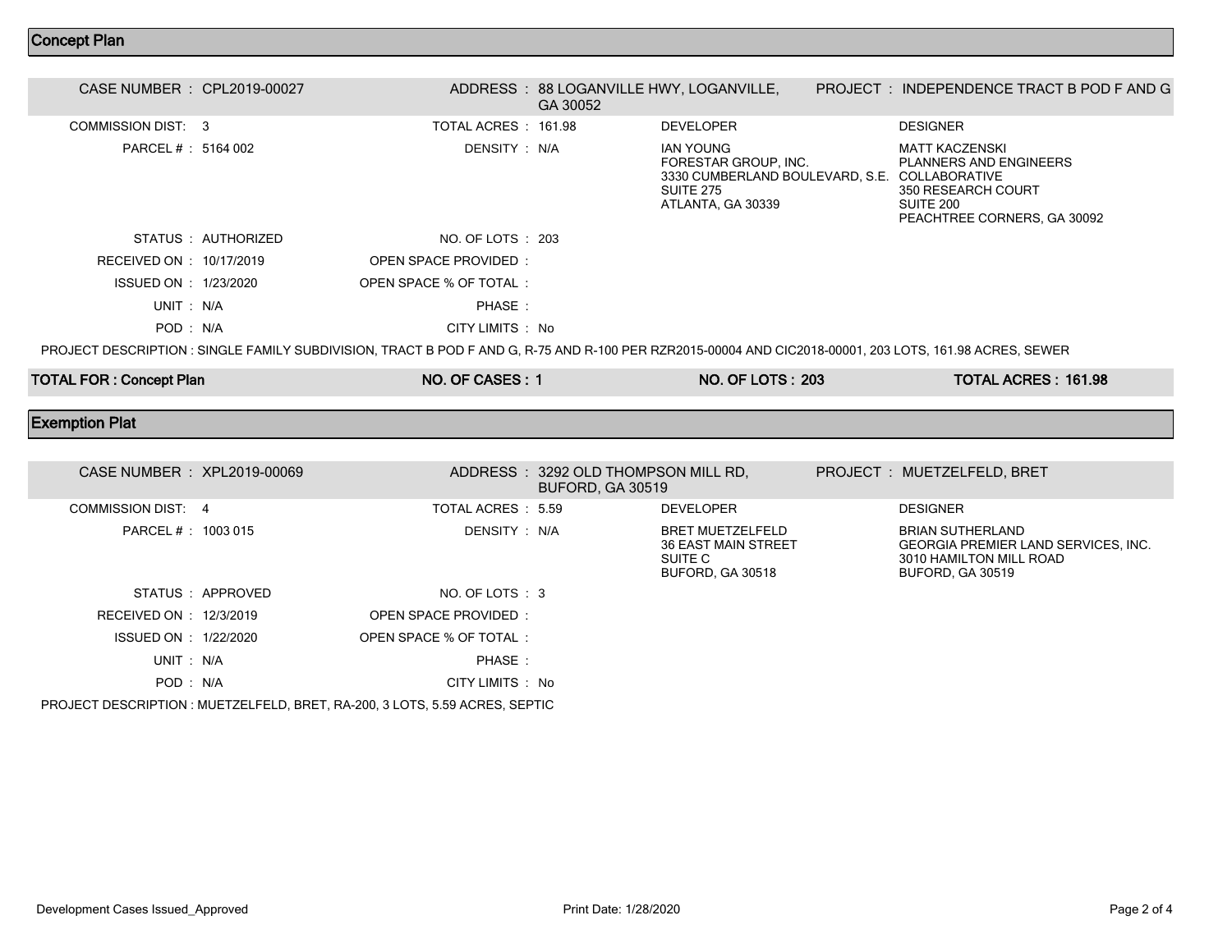## Concept Plan

| | | | | | |
|---|---|---|---|---|---|
| CASE NUMBER : | CPL2019-00027 | ADDRESS : | 88 LOGANVILLE HWY, LOGANVILLE, GA 30052 | PROJECT : | INDEPENDENCE TRACT B POD F AND G |
| COMMISSION DIST: | 3 | TOTAL ACRES : | 161.98 | DEVELOPER | DESIGNER |
| PARCEL # : | 5164 002 | DENSITY : | N/A | IAN YOUNG<br>FORESTAR GROUP, INC.<br>3330 CUMBERLAND BOULEVARD, S.E.<br>SUITE 275<br>ATLANTA, GA 30339 | MATT KACZENSKI<br>PLANNERS AND ENGINEERS COLLABORATIVE<br>350 RESEARCH COURT<br>SUITE 200<br>PEACHTREE CORNERS, GA 30092 |
| STATUS : | AUTHORIZED | NO. OF LOTS : | 203 | | |
| RECEIVED ON : | 10/17/2019 | OPEN SPACE PROVIDED : | | | |
| ISSUED ON : | 1/23/2020 | OPEN SPACE % OF TOTAL : | | | |
| UNIT : | N/A | PHASE : | | | |
| POD : | N/A | CITY LIMITS : | No | | |

PROJECT DESCRIPTION : SINGLE FAMILY SUBDIVISION, TRACT B POD F AND G, R-75 AND R-100 PER RZR2015-00004 AND CIC2018-00001, 203 LOTS, 161.98 ACRES, SEWER

| TOTAL FOR : Concept Plan | NO. OF CASES : 1 | NO. OF LOTS : 203 | TOTAL ACRES : 161.98 |
|---|---|---|---|

## Exemption Plat

| | | | | | |
|---|---|---|---|---|---|
| CASE NUMBER : | XPL2019-00069 | ADDRESS : | 3292 OLD THOMPSON MILL RD, BUFORD, GA 30519 | PROJECT : | MUETZELFELD, BRET |
| COMMISSION DIST: | 4 | TOTAL ACRES : | 5.59 | DEVELOPER | DESIGNER |
| PARCEL # : | 1003 015 | DENSITY : | N/A | BRET MUETZELFELD<br>36 EAST MAIN STREET<br>SUITE C<br>BUFORD, GA 30518 | BRIAN SUTHERLAND<br>GEORGIA PREMIER LAND SERVICES, INC.<br>3010 HAMILTON MILL ROAD<br>BUFORD, GA 30519 |
| STATUS : | APPROVED | NO. OF LOTS : | 3 | | |
| RECEIVED ON : | 12/3/2019 | OPEN SPACE PROVIDED : | | | |
| ISSUED ON : | 1/22/2020 | OPEN SPACE % OF TOTAL : | | | |
| UNIT : | N/A | PHASE : | | | |
| POD : | N/A | CITY LIMITS : | No | | |

PROJECT DESCRIPTION : MUETZELFELD, BRET, RA-200, 3 LOTS, 5.59 ACRES, SEPTIC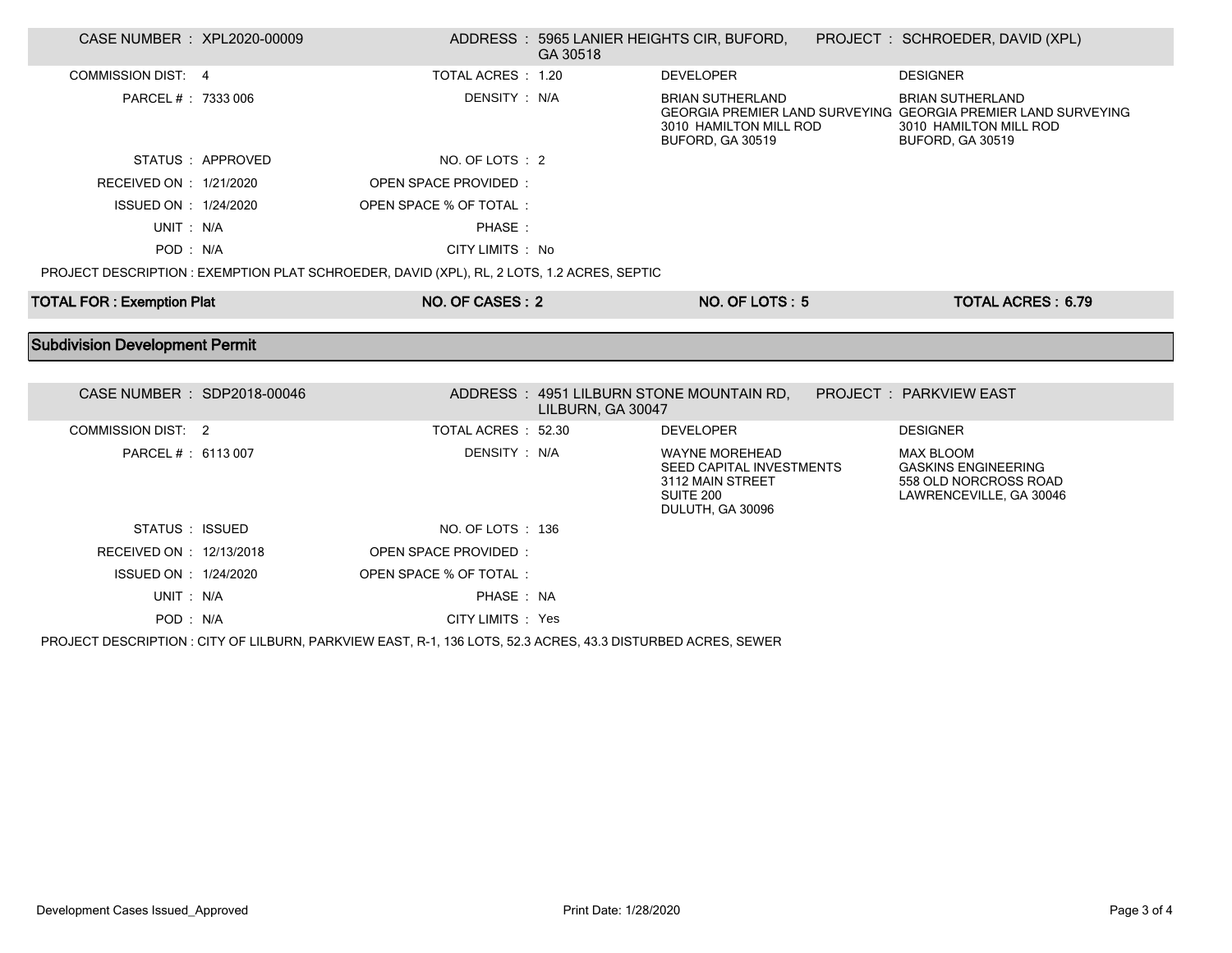| CASE NUMBER : XPL2020-00009 | | ADDRESS : 5965 LANIER HEIGHTS CIR, BUFORD, GA 30518 | PROJECT : SCHROEDER, DAVID (XPL) |
|---|---|---|---|
| COMMISSION DIST: 4 | TOTAL ACRES : 1.20 | DEVELOPER | DESIGNER |
| PARCEL # : 7333 006 | DENSITY : N/A | BRIAN SUTHERLAND<br>GEORGIA PREMIER LAND SURVEYING<br>3010 HAMILTON MILL ROD<br>BUFORD, GA 30519 | BRIAN SUTHERLAND<br>GEORGIA PREMIER LAND SURVEYING<br>3010 HAMILTON MILL ROD<br>BUFORD, GA 30519 |
| STATUS : APPROVED | NO. OF LOTS : 2 | | |
| RECEIVED ON : 1/21/2020 | OPEN SPACE PROVIDED : | | |
| ISSUED ON : 1/24/2020 | OPEN SPACE % OF TOTAL : | | |
| UNIT : N/A | PHASE : | | |
| POD : N/A | CITY LIMITS : No | | |

PROJECT DESCRIPTION : EXEMPTION PLAT SCHROEDER, DAVID (XPL), RL, 2 LOTS, 1.2 ACRES, SEPTIC

| TOTAL FOR : Exemption Plat | NO. OF CASES : 2 | NO. OF LOTS : 5 | TOTAL ACRES : 6.79 |
|---|---|---|---|

## Subdivision Development Permit

| CASE NUMBER : SDP2018-00046 | | ADDRESS : 4951 LILBURN STONE MOUNTAIN RD, LILBURN, GA 30047 | PROJECT : PARKVIEW EAST |
|---|---|---|---|
| COMMISSION DIST: 2 | TOTAL ACRES : 52.30 | DEVELOPER | DESIGNER |
| PARCEL # : 6113 007 | DENSITY : N/A | WAYNE MOREHEAD<br>SEED CAPITAL INVESTMENTS<br>3112 MAIN STREET<br>SUITE 200<br>DULUTH, GA 30096 | MAX BLOOM<br>GASKINS ENGINEERING<br>558 OLD NORCROSS ROAD<br>LAWRENCEVILLE, GA 30046 |
| STATUS : ISSUED | NO. OF LOTS : 136 | | |
| RECEIVED ON : 12/13/2018 | OPEN SPACE PROVIDED : | | |
| ISSUED ON : 1/24/2020 | OPEN SPACE % OF TOTAL : | | |
| UNIT : N/A | PHASE : NA | | |
| POD : N/A | CITY LIMITS : Yes | | |

PROJECT DESCRIPTION : CITY OF LILBURN, PARKVIEW EAST, R-1, 136 LOTS, 52.3 ACRES, 43.3 DISTURBED ACRES, SEWER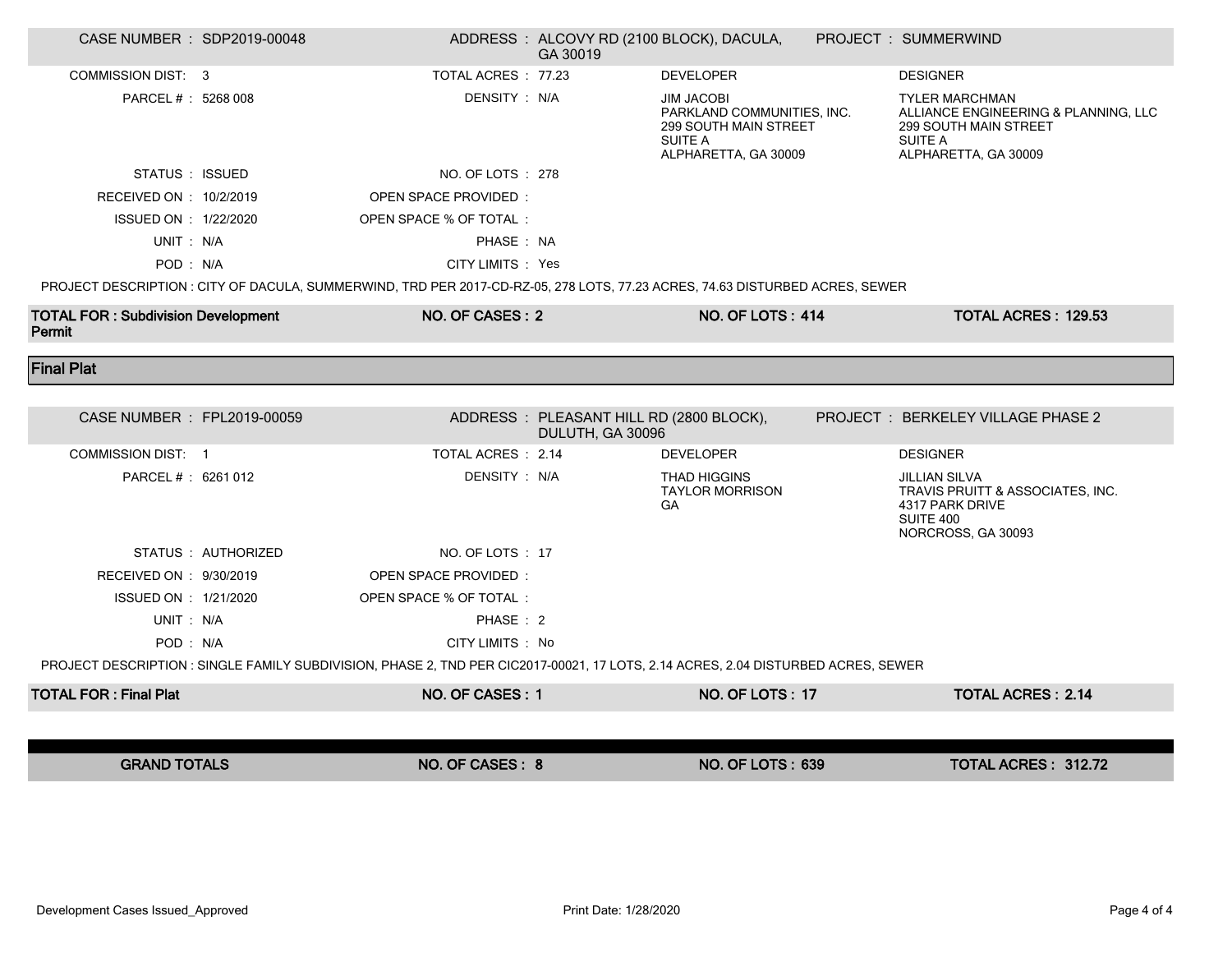| | | | |
|---|---|---|---|
| CASE NUMBER : SDP2019-00048 | ADDRESS : ALCOVY RD (2100 BLOCK), DACULA, GA 30019 | | PROJECT : SUMMERWIND |
| COMMISSION DIST: 3 | TOTAL ACRES : 77.23 | DEVELOPER | DESIGNER |
| PARCEL # : 5268 008 | DENSITY : N/A | JIM JACOBI<br>PARKLAND COMMUNITIES, INC.<br>299 SOUTH MAIN STREET<br>SUITE A<br>ALPHARETTA, GA 30009 | TYLER MARCHMAN<br>ALLIANCE ENGINEERING & PLANNING, LLC<br>299 SOUTH MAIN STREET<br>SUITE A<br>ALPHARETTA, GA 30009 |
| STATUS : ISSUED | NO. OF LOTS : 278 | | |
| RECEIVED ON : 10/2/2019 | OPEN SPACE PROVIDED : | | |
| ISSUED ON : 1/22/2020 | OPEN SPACE % OF TOTAL : | | |
| UNIT : N/A | PHASE : NA | | |
| POD : N/A | CITY LIMITS : Yes | | |

PROJECT DESCRIPTION : CITY OF DACULA, SUMMERWIND, TRD PER 2017-CD-RZ-05, 278 LOTS, 77.23 ACRES, 74.63 DISTURBED ACRES, SEWER

| TOTAL FOR : Subdivision Development Permit | NO. OF CASES : 2 | NO. OF LOTS : 414 | TOTAL ACRES : 129.53 |
|---|---|---|---|

## Final Plat

| | | | |
|---|---|---|---|
| CASE NUMBER : FPL2019-00059 | ADDRESS : PLEASANT HILL RD (2800 BLOCK), DULUTH, GA 30096 | | PROJECT : BERKELEY VILLAGE PHASE 2 |
| COMMISSION DIST: 1 | TOTAL ACRES : 2.14 | DEVELOPER | DESIGNER |
| PARCEL # : 6261 012 | DENSITY : N/A | THAD HIGGINS<br>TAYLOR MORRISON<br>GA | JILLIAN SILVA<br>TRAVIS PRUITT & ASSOCIATES, INC.<br>4317 PARK DRIVE<br>SUITE 400<br>NORCROSS, GA 30093 |
| STATUS : AUTHORIZED | NO. OF LOTS : 17 | | |
| RECEIVED ON : 9/30/2019 | OPEN SPACE PROVIDED : | | |
| ISSUED ON : 1/21/2020 | OPEN SPACE % OF TOTAL : | | |
| UNIT : N/A | PHASE : 2 | | |
| POD : N/A | CITY LIMITS : No | | |

PROJECT DESCRIPTION : SINGLE FAMILY SUBDIVISION, PHASE 2, TND PER CIC2017-00021, 17 LOTS, 2.14 ACRES, 2.04 DISTURBED ACRES, SEWER

| TOTAL FOR : Final Plat | NO. OF CASES : 1 | NO. OF LOTS : 17 | TOTAL ACRES : 2.14 |
|---|---|---|---|

| GRAND TOTALS | NO. OF CASES : 8 | NO. OF LOTS : 639 | TOTAL ACRES : 312.72 |
|---|---|---|---|